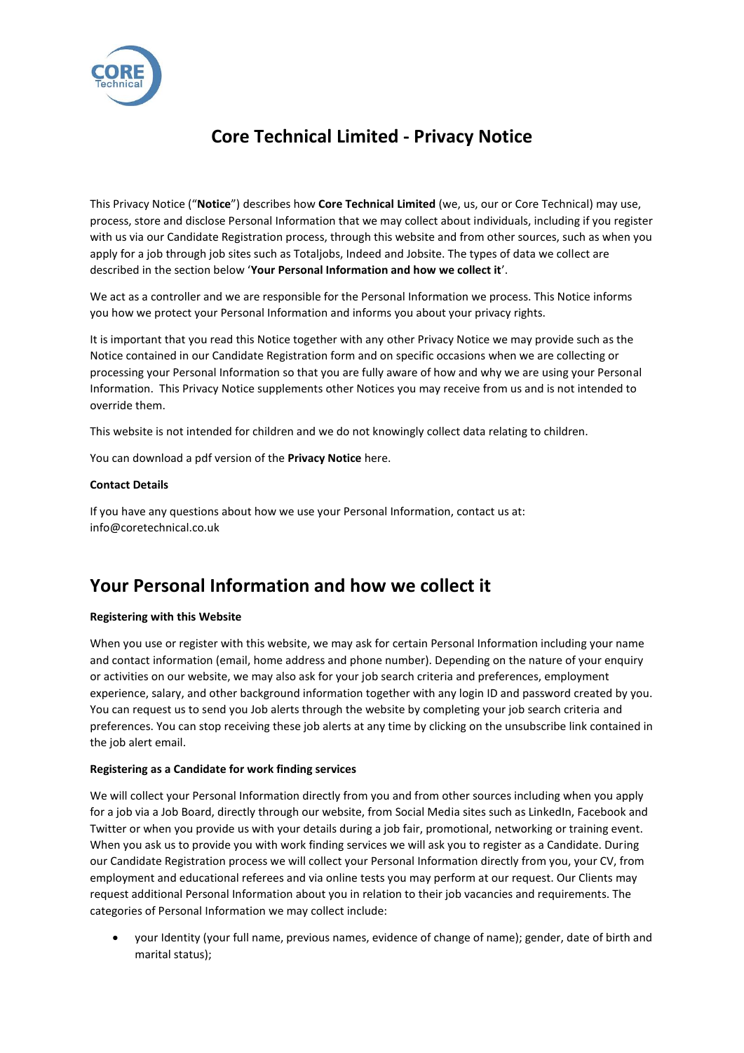# Core Technical Limited - Privacy Notice

This Privacy Notice ("**Notice**") describes how **Core Technical Limited** (we, us, our or Core Technical) may use, process, store and disclose Personal Information that we may collect about individuals, including if you register with us via our Candidate Registration process, through this website and from other sources, such as when you apply for a job through job sites such as Totaljobs, Indeed and Jobsite. The types of data we collect are described in the section below '**Your Personal Information and how we collect it**'.

We act as a controller and we are responsible for the Personal Information we process. This Notice informs you how we protect your Personal Information and informs you about your privacy rights.

It is important that you read this Notice together with any other Privacy Notice we may provide such as the Notice contained in our Candidate Registration form and on specific occasions when we are collecting or processing your Personal Information so that you are fully aware of how and why we are using your Personal Information. This Privacy Notice supplements other Notices you may receive from us and is not intended to override them.

This website is not intended for children and we do not knowingly collect data relating to children.

You can download a pdf version of the **Privacy Notice** here.

**Contact Details**

If you have any questions about how we use your Personal Information, contact us at: info@coretechnical.co.uk

## Your Personal Information and how we collect it

**Registering with this Website**

When you use or register with this website, we may ask for certain Personal Information including your name and contact information (email, home address and phone number). Depending on the nature of your enquiry or activities on our website, we may also ask for your job search criteria and preferences, employment experience, salary, and other background information together with any login ID and password created by you. You can request us to send you Job alerts through the website by completing your job search criteria and preferences. You can stop receiving these job alerts at any time by clicking on the unsubscribe link contained in the job alert email.

**Registering as a Candidate for work finding services**

We will collect your Personal Information directly from you and from other sources including when you apply for a job via a Job Board, directly through our website, from Social Media sites such as LinkedIn, Facebook and Twitter or when you provide us with your details during a job fair, promotional, networking or training event. When you ask us to provide you with work finding services we will ask you to register as a Candidate. During our Candidate Registration process we will collect your Personal Information directly from you, your CV, from employment and educational referees and via online tests you may perform at our request. Our Clients may request additional Personal Information about you in relation to their job vacancies and requirements. The categories of Personal Information we may collect include:

- your Identity (your full name, previous names, evidence of change of name); gender, date of birth and marital status);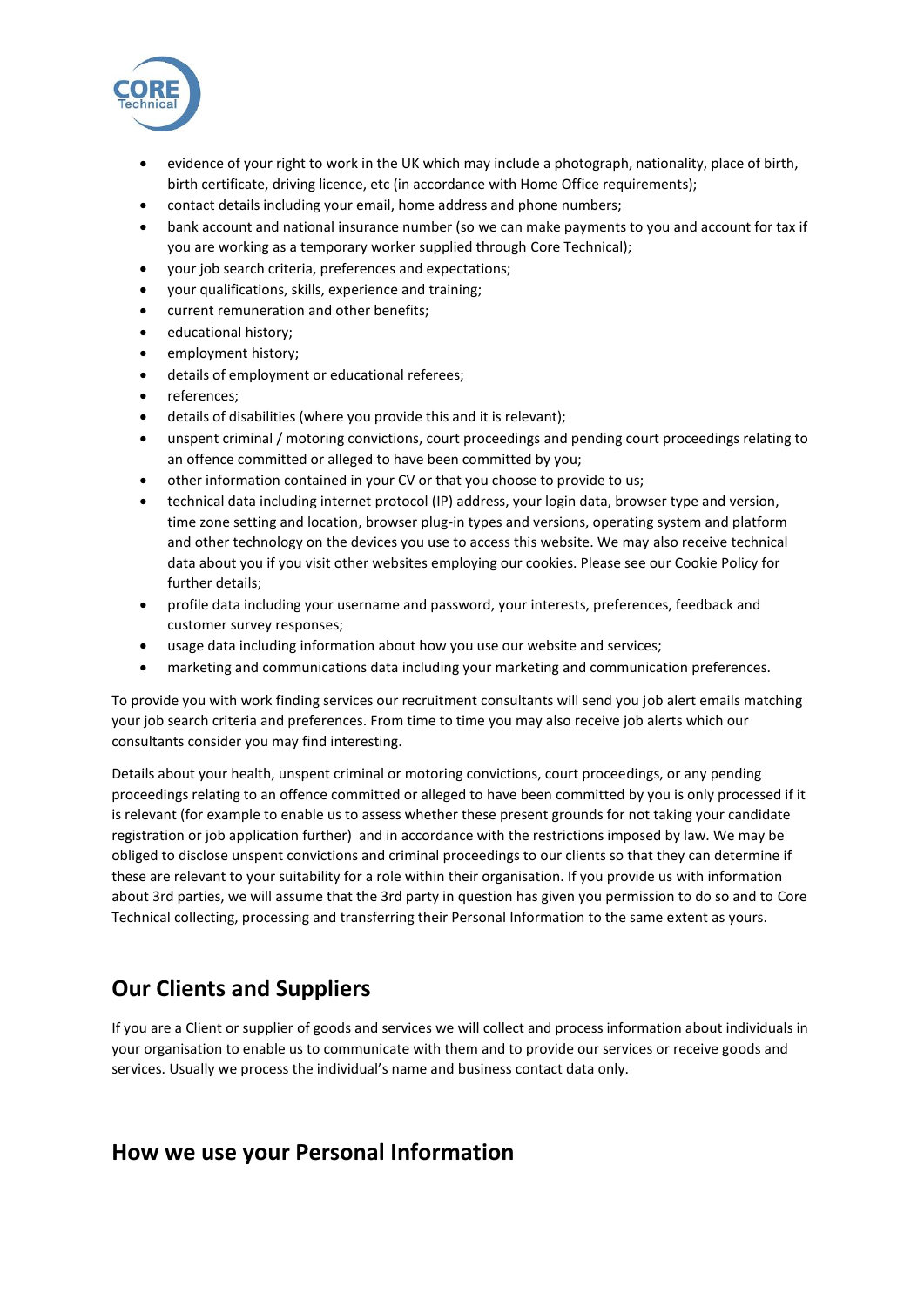- evidence of your right to work in the UK which may include a photograph, nationality, place of birth, birth certificate, driving licence, etc (in accordance with Home Office requirements);
- contact details including your email, home address and phone numbers;
- bank account and national insurance number (so we can make payments to you and account for tax if you are working as a temporary worker supplied through Core Technical);
- your job search criteria, preferences and expectations;
- your qualifications, skills, experience and training;
- current remuneration and other benefits;
- educational history;
- employment history;
- details of employment or educational referees;
- references;
- details of disabilities (where you provide this and it is relevant);
- unspent criminal / motoring convictions, court proceedings and pending court proceedings relating to an offence committed or alleged to have been committed by you;
- other information contained in your CV or that you choose to provide to us;
- technical data including internet protocol (IP) address, your login data, browser type and version, time zone setting and location, browser plug-in types and versions, operating system and platform and other technology on the devices you use to access this website. We may also receive technical data about you if you visit other websites employing our cookies. Please see our Cookie Policy for further details;
- profile data including your username and password, your interests, preferences, feedback and customer survey responses;
- usage data including information about how you use our website and services;
- marketing and communications data including your marketing and communication preferences.

To provide you with work finding services our recruitment consultants will send you job alert emails matching your job search criteria and preferences. From time to time you may also receive job alerts which our consultants consider you may find interesting.

Details about your health, unspent criminal or motoring convictions, court proceedings, or any pending proceedings relating to an offence committed or alleged to have been committed by you is only processed if it is relevant (for example to enable us to assess whether these present grounds for not taking your candidate registration or job application further) and in accordance with the restrictions imposed by law. We may be obliged to disclose unspent convictions and criminal proceedings to our clients so that they can determine if these are relevant to your suitability for a role within their organisation. If you provide us with information about 3rd parties, we will assume that the 3rd party in question has given you permission to do so and to Core Technical collecting, processing and transferring their Personal Information to the same extent as yours.

## Our Clients and Suppliers

If you are a Client or supplier of goods and services we will collect and process information about individuals in your organisation to enable us to communicate with them and to provide our services or receive goods and services. Usually we process the individual's name and business contact data only.

## How we use your Personal Information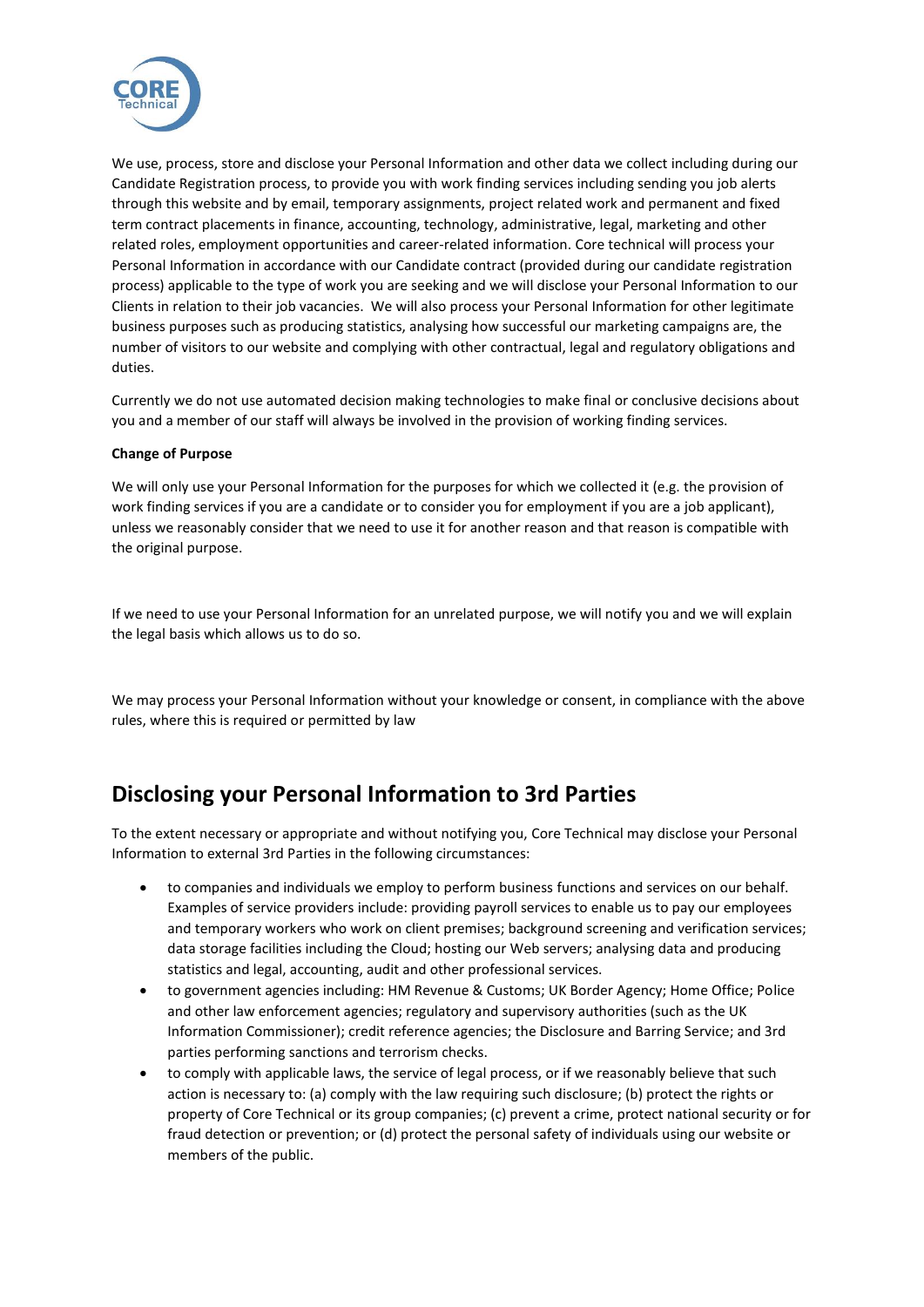We use, process, store and disclose your Personal Information and other data we collect including during our Candidate Registration process, to provide you with work finding services including sending you job alerts through this website and by email, temporary assignments, project related work and permanent and fixed term contract placements in finance, accounting, technology, administrative, legal, marketing and other related roles, employment opportunities and career-related information. Core technical will process your Personal Information in accordance with our Candidate contract (provided during our candidate registration process) applicable to the type of work you are seeking and we will disclose your Personal Information to our Clients in relation to their job vacancies. We will also process your Personal Information for other legitimate business purposes such as producing statistics, analysing how successful our marketing campaigns are, the number of visitors to our website and complying with other contractual, legal and regulatory obligations and duties.

Currently we do not use automated decision making technologies to make final or conclusive decisions about you and a member of our staff will always be involved in the provision of working finding services.

**Change of Purpose**

We will only use your Personal Information for the purposes for which we collected it (e.g. the provision of work finding services if you are a candidate or to consider you for employment if you are a job applicant), unless we reasonably consider that we need to use it for another reason and that reason is compatible with the original purpose.

If we need to use your Personal Information for an unrelated purpose, we will notify you and we will explain the legal basis which allows us to do so.

We may process your Personal Information without your knowledge or consent, in compliance with the above rules, where this is required or permitted by law

## Disclosing your Personal Information to 3rd Parties

To the extent necessary or appropriate and without notifying you, Core Technical may disclose your Personal Information to external 3rd Parties in the following circumstances:

- to companies and individuals we employ to perform business functions and services on our behalf. Examples of service providers include: providing payroll services to enable us to pay our employees and temporary workers who work on client premises; background screening and verification services; data storage facilities including the Cloud; hosting our Web servers; analysing data and producing statistics and legal, accounting, audit and other professional services.
- to government agencies including: HM Revenue & Customs; UK Border Agency; Home Office; Police and other law enforcement agencies; regulatory and supervisory authorities (such as the UK Information Commissioner); credit reference agencies; the Disclosure and Barring Service; and 3rd parties performing sanctions and terrorism checks.
- to comply with applicable laws, the service of legal process, or if we reasonably believe that such action is necessary to: (a) comply with the law requiring such disclosure; (b) protect the rights or property of Core Technical or its group companies; (c) prevent a crime, protect national security or for fraud detection or prevention; or (d) protect the personal safety of individuals using our website or members of the public.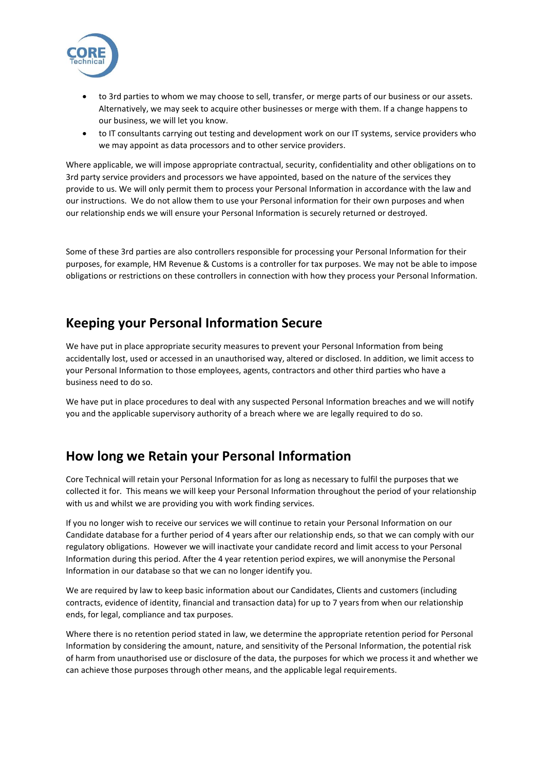- to 3rd parties to whom we may choose to sell, transfer, or merge parts of our business or our assets. Alternatively, we may seek to acquire other businesses or merge with them. If a change happens to our business, we will let you know.
- to IT consultants carrying out testing and development work on our IT systems, service providers who we may appoint as data processors and to other service providers.

Where applicable, we will impose appropriate contractual, security, confidentiality and other obligations on to 3rd party service providers and processors we have appointed, based on the nature of the services they provide to us. We will only permit them to process your Personal Information in accordance with the law and our instructions. We do not allow them to use your Personal information for their own purposes and when our relationship ends we will ensure your Personal Information is securely returned or destroyed.

Some of these 3rd parties are also controllers responsible for processing your Personal Information for their purposes, for example, HM Revenue & Customs is a controller for tax purposes. We may not be able to impose obligations or restrictions on these controllers in connection with how they process your Personal Information.

## Keeping your Personal Information Secure

We have put in place appropriate security measures to prevent your Personal Information from being accidentally lost, used or accessed in an unauthorised way, altered or disclosed. In addition, we limit access to your Personal Information to those employees, agents, contractors and other third parties who have a business need to do so.

We have put in place procedures to deal with any suspected Personal Information breaches and we will notify you and the applicable supervisory authority of a breach where we are legally required to do so.

## How long we Retain your Personal Information

Core Technical will retain your Personal Information for as long as necessary to fulfil the purposes that we collected it for. This means we will keep your Personal Information throughout the period of your relationship with us and whilst we are providing you with work finding services.

If you no longer wish to receive our services we will continue to retain your Personal Information on our Candidate database for a further period of 4 years after our relationship ends, so that we can comply with our regulatory obligations. However we will inactivate your candidate record and limit access to your Personal Information during this period. After the 4 year retention period expires, we will anonymise the Personal Information in our database so that we can no longer identify you.

We are required by law to keep basic information about our Candidates, Clients and customers (including contracts, evidence of identity, financial and transaction data) for up to 7 years from when our relationship ends, for legal, compliance and tax purposes.

Where there is no retention period stated in law, we determine the appropriate retention period for Personal Information by considering the amount, nature, and sensitivity of the Personal Information, the potential risk of harm from unauthorised use or disclosure of the data, the purposes for which we process it and whether we can achieve those purposes through other means, and the applicable legal requirements.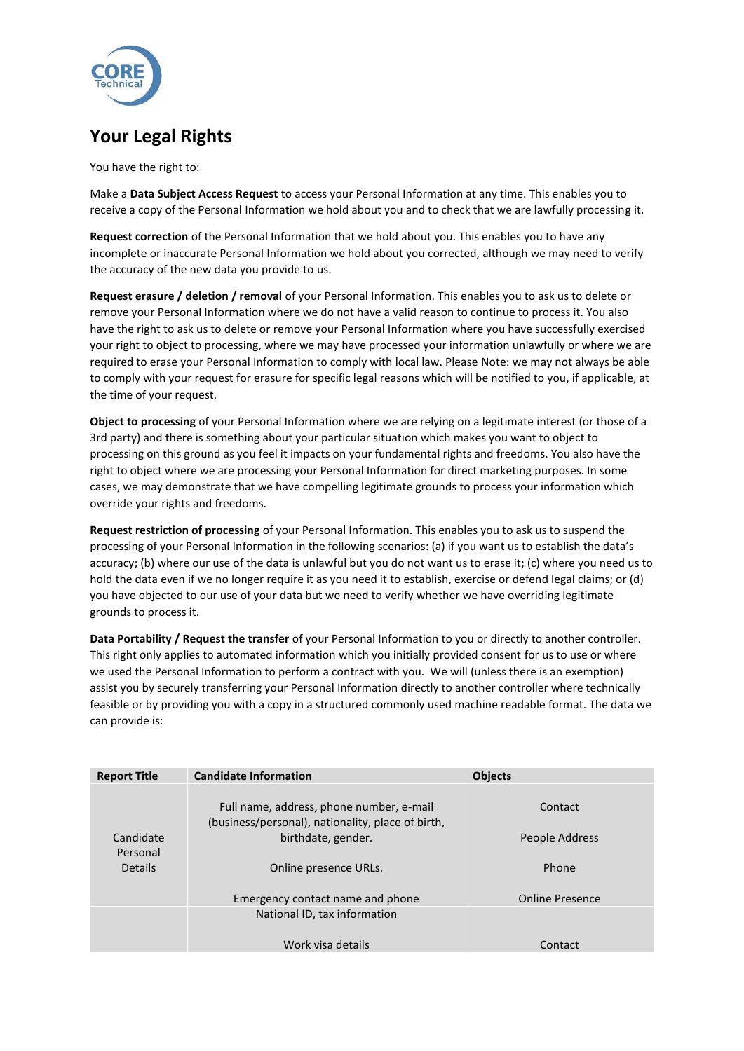# Your Legal Rights

You have the right to:

Make a **Data Subject Access Request** to access your Personal Information at any time. This enables you to receive a copy of the Personal Information we hold about you and to check that we are lawfully processing it.

**Request correction** of the Personal Information that we hold about you. This enables you to have any incomplete or inaccurate Personal Information we hold about you corrected, although we may need to verify the accuracy of the new data you provide to us.

**Request erasure / deletion / removal** of your Personal Information. This enables you to ask us to delete or remove your Personal Information where we do not have a valid reason to continue to process it. You also have the right to ask us to delete or remove your Personal Information where you have successfully exercised your right to object to processing, where we may have processed your information unlawfully or where we are required to erase your Personal Information to comply with local law. Please Note: we may not always be able to comply with your request for erasure for specific legal reasons which will be notified to you, if applicable, at the time of your request.

**Object to processing** of your Personal Information where we are relying on a legitimate interest (or those of a 3rd party) and there is something about your particular situation which makes you want to object to processing on this ground as you feel it impacts on your fundamental rights and freedoms. You also have the right to object where we are processing your Personal Information for direct marketing purposes. In some cases, we may demonstrate that we have compelling legitimate grounds to process your information which override your rights and freedoms.

**Request restriction of processing** of your Personal Information. This enables you to ask us to suspend the processing of your Personal Information in the following scenarios: (a) if you want us to establish the data's accuracy; (b) where our use of the data is unlawful but you do not want us to erase it; (c) where you need us to hold the data even if we no longer require it as you need it to establish, exercise or defend legal claims; or (d) you have objected to our use of your data but we need to verify whether we have overriding legitimate grounds to process it.

**Data Portability / Request the transfer** of your Personal Information to you or directly to another controller. This right only applies to automated information which you initially provided consent for us to use or where we used the Personal Information to perform a contract with you. We will (unless there is an exemption) assist you by securely transferring your Personal Information directly to another controller where technically feasible or by providing you with a copy in a structured commonly used machine readable format. The data we can provide is:

| Report Title | Candidate Information | Objects |
|---|---|---|
| Candidate Personal Details | Full name, address, phone number, e-mail (business/personal), nationality, place of birth, birthdate, gender.<br><br>Online presence URLs.<br><br>Emergency contact name and phone | Contact<br><br>People Address<br><br>Phone<br><br>Online Presence |
| | National ID, tax information<br><br>Work visa details | <br><br>Contact |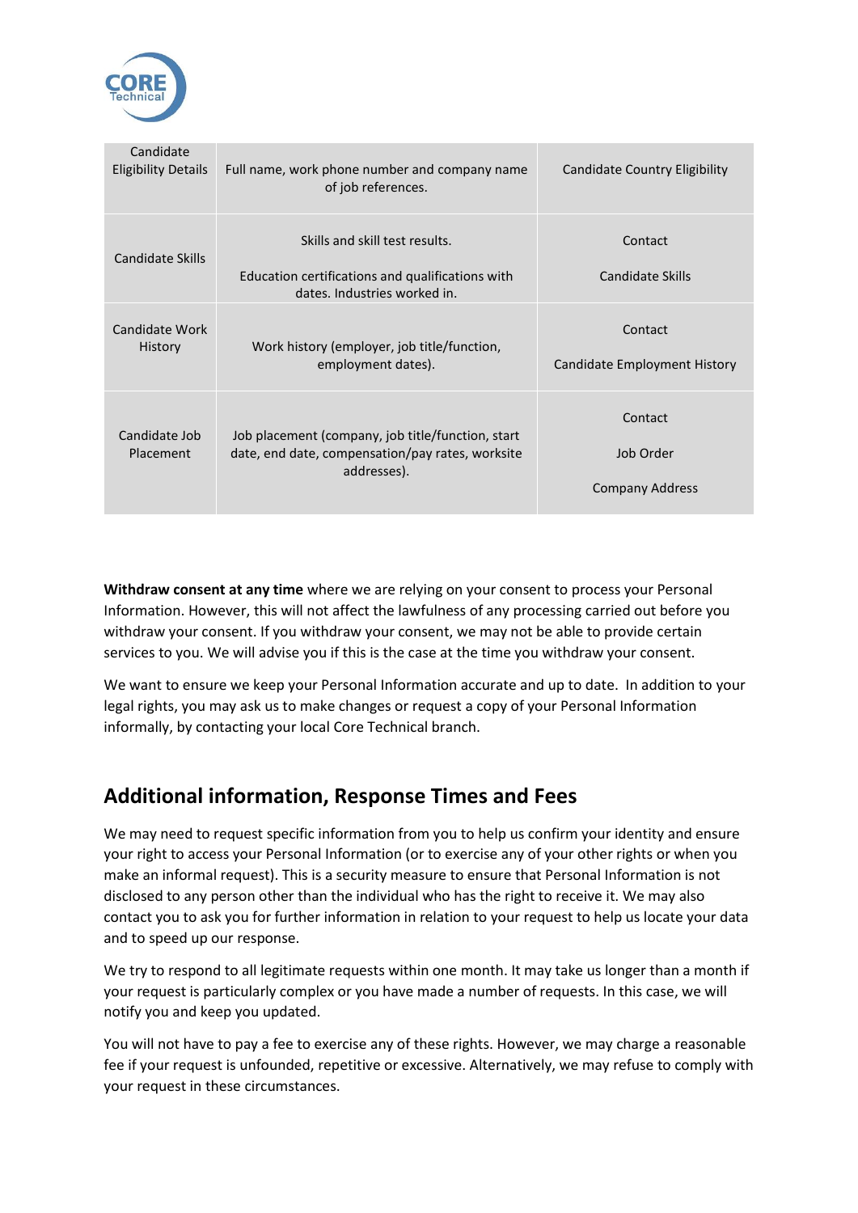| Candidate Eligibility Details | Full name, work phone number and company name of job references. | Candidate Country Eligibility |
|---|---|---|
| Candidate Skills | Skills and skill test results.<br><br>Education certifications and qualifications with dates. Industries worked in. | Contact<br><br>Candidate Skills |
| Candidate Work History | Work history (employer, job title/function, employment dates). | Contact<br><br>Candidate Employment History |
| Candidate Job Placement | Job placement (company, job title/function, start date, end date, compensation/pay rates, worksite addresses). | Contact<br><br>Job Order<br><br>Company Address |

**Withdraw consent at any time** where we are relying on your consent to process your Personal Information. However, this will not affect the lawfulness of any processing carried out before you withdraw your consent. If you withdraw your consent, we may not be able to provide certain services to you. We will advise you if this is the case at the time you withdraw your consent.

We want to ensure we keep your Personal Information accurate and up to date. In addition to your legal rights, you may ask us to make changes or request a copy of your Personal Information informally, by contacting your local Core Technical branch.

## Additional information, Response Times and Fees

We may need to request specific information from you to help us confirm your identity and ensure your right to access your Personal Information (or to exercise any of your other rights or when you make an informal request). This is a security measure to ensure that Personal Information is not disclosed to any person other than the individual who has the right to receive it. We may also contact you to ask you for further information in relation to your request to help us locate your data and to speed up our response.

We try to respond to all legitimate requests within one month. It may take us longer than a month if your request is particularly complex or you have made a number of requests. In this case, we will notify you and keep you updated.

You will not have to pay a fee to exercise any of these rights. However, we may charge a reasonable fee if your request is unfounded, repetitive or excessive. Alternatively, we may refuse to comply with your request in these circumstances.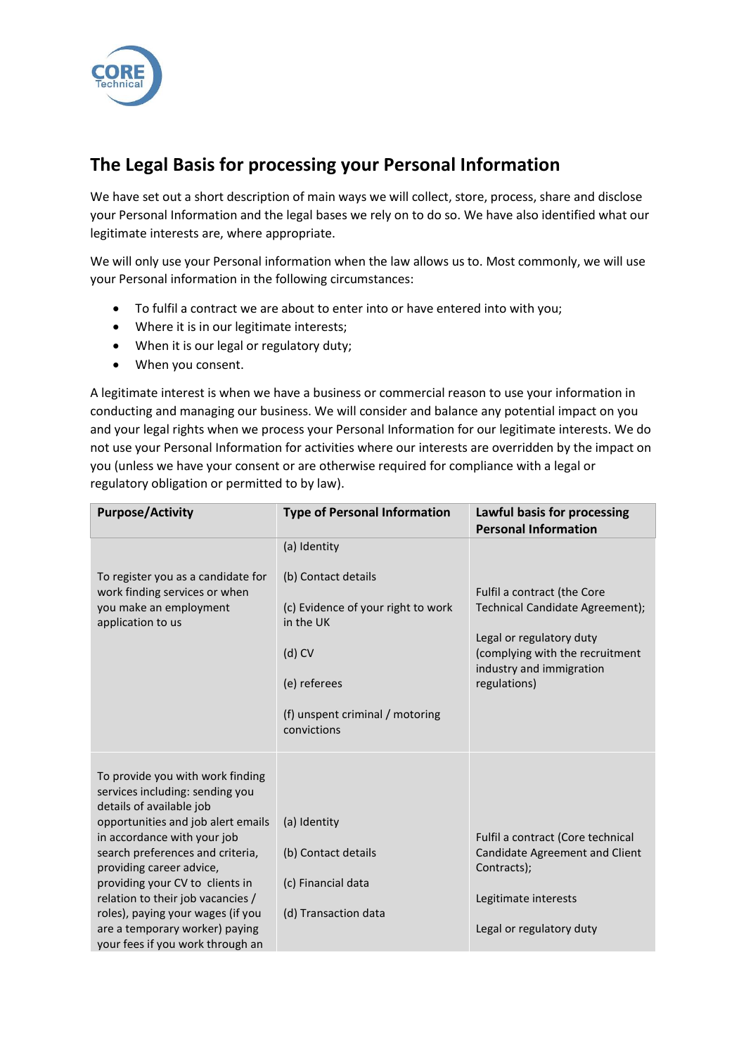## The Legal Basis for processing your Personal Information

We have set out a short description of main ways we will collect, store, process, share and disclose your Personal Information and the legal bases we rely on to do so. We have also identified what our legitimate interests are, where appropriate.

We will only use your Personal information when the law allows us to. Most commonly, we will use your Personal information in the following circumstances:

- To fulfil a contract we are about to enter into or have entered into with you;
- Where it is in our legitimate interests;
- When it is our legal or regulatory duty;
- When you consent.

A legitimate interest is when we have a business or commercial reason to use your information in conducting and managing our business. We will consider and balance any potential impact on you and your legal rights when we process your Personal Information for our legitimate interests. We do not use your Personal Information for activities where our interests are overridden by the impact on you (unless we have your consent or are otherwise required for compliance with a legal or regulatory obligation or permitted to by law).

| Purpose/Activity | Type of Personal Information | Lawful basis for processing Personal Information |
|---|---|---|
| To register you as a candidate for work finding services or when you make an employment application to us | (a) Identity<br><br>(b) Contact details<br><br>(c) Evidence of your right to work in the UK<br><br>(d) CV<br><br>(e) referees<br><br>(f) unspent criminal / motoring convictions | Fulfil a contract (the Core Technical Candidate Agreement);<br><br>Legal or regulatory duty (complying with the recruitment industry and immigration regulations) |
| To provide you with work finding services including: sending you details of available job opportunities and job alert emails in accordance with your job search preferences and criteria, providing career advice, providing your CV to clients in relation to their job vacancies / roles), paying your wages (if you are a temporary worker) paying your fees if you work through an | (a) Identity<br><br>(b) Contact details<br><br>(c) Financial data<br><br>(d) Transaction data | Fulfil a contract (Core technical Candidate Agreement and Client Contracts);<br><br>Legitimate interests<br><br>Legal or regulatory duty |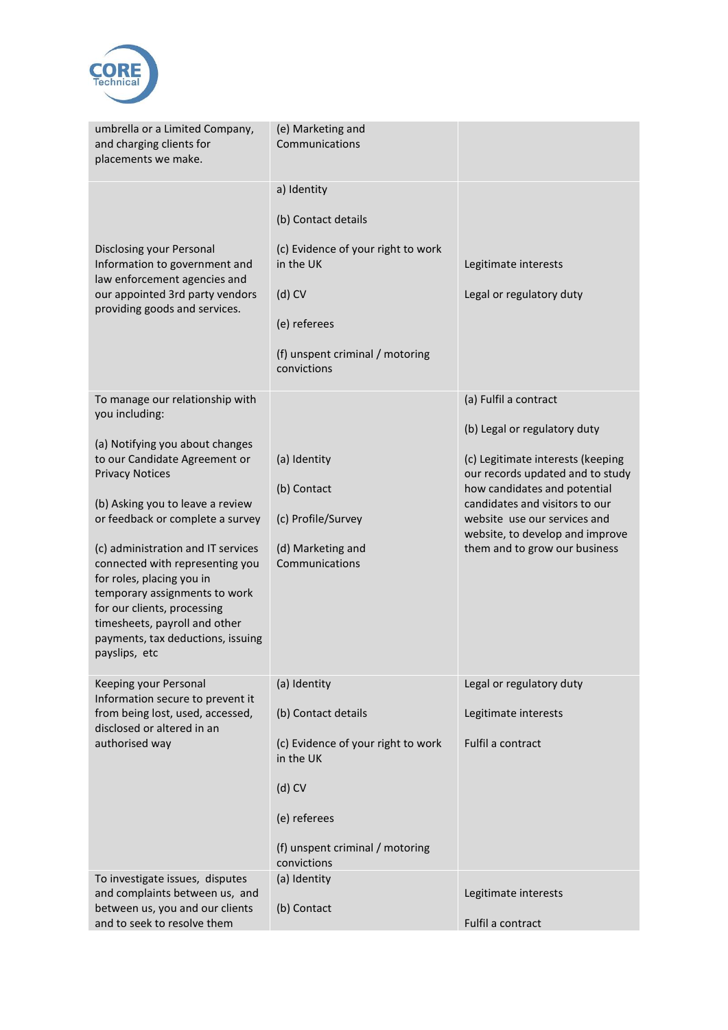| | | |
|---|---|---|
| umbrella or a Limited Company, and charging clients for placements we make. | (e) Marketing and Communications | |
| Disclosing your Personal Information to government and law enforcement agencies and our appointed 3rd party vendors providing goods and services. | a) Identity<br><br>(b) Contact details<br><br>(c) Evidence of your right to work in the UK<br><br>(d) CV<br><br>(e) referees<br><br>(f) unspent criminal / motoring convictions | Legitimate interests<br><br>Legal or regulatory duty |
| To manage our relationship with you including:<br><br>(a) Notifying you about changes to our Candidate Agreement or Privacy Notices<br><br>(b) Asking you to leave a review or feedback or complete a survey<br><br>(c) administration and IT services connected with representing you for roles, placing you in temporary assignments to work for our clients, processing timesheets, payroll and other payments, tax deductions, issuing payslips, etc | (a) Identity<br><br>(b) Contact<br><br>(c) Profile/Survey<br><br>(d) Marketing and Communications | (a) Fulfil a contract<br><br>(b) Legal or regulatory duty<br><br>(c) Legitimate interests (keeping our records updated and to study how candidates and potential candidates and visitors to our website use our services and website, to develop and improve them and to grow our business |
| Keeping your Personal Information secure to prevent it from being lost, used, accessed, disclosed or altered in an authorised way | (a) Identity<br><br>(b) Contact details<br><br>(c) Evidence of your right to work in the UK<br><br>(d) CV<br><br>(e) referees<br><br>(f) unspent criminal / motoring convictions | Legal or regulatory duty<br><br>Legitimate interests<br><br>Fulfil a contract |
| To investigate issues, disputes and complaints between us, and between us, you and our clients and to seek to resolve them | (a) Identity<br><br>(b) Contact | Legitimate interests<br><br>Fulfil a contract |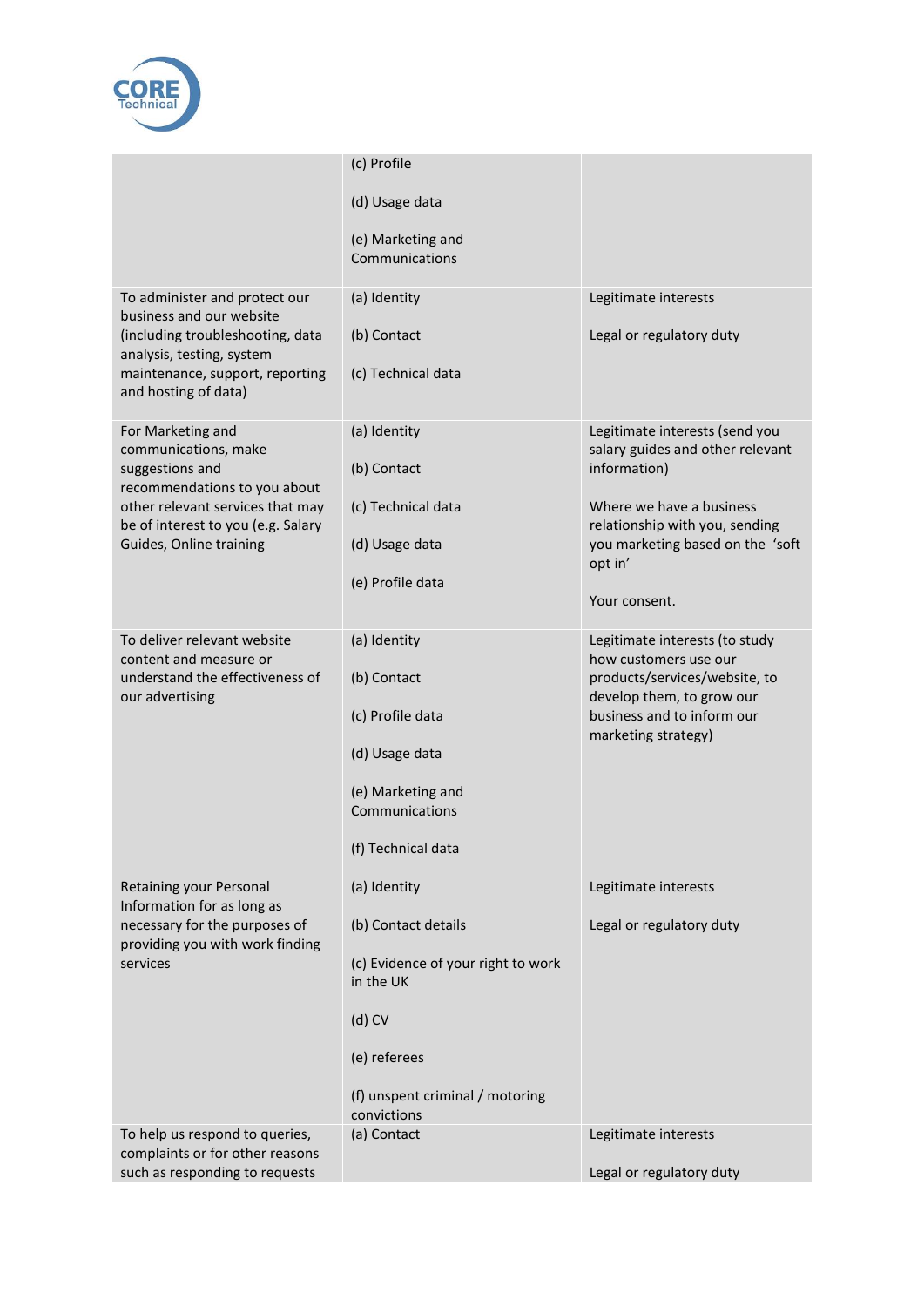| | | |
|---|---|---|
| | (c) Profile<br><br>(d) Usage data<br><br>(e) Marketing and Communications | |
| To administer and protect our business and our website (including troubleshooting, data analysis, testing, system maintenance, support, reporting and hosting of data) | (a) Identity<br><br>(b) Contact<br><br>(c) Technical data | Legitimate interests<br><br>Legal or regulatory duty |
| For Marketing and communications, make suggestions and recommendations to you about other relevant services that may be of interest to you (e.g. Salary Guides, Online training | (a) Identity<br><br>(b) Contact<br><br>(c) Technical data<br><br>(d) Usage data<br><br>(e) Profile data | Legitimate interests (send you salary guides and other relevant information)<br><br>Where we have a business relationship with you, sending you marketing based on the 'soft opt in'<br><br>Your consent. |
| To deliver relevant website content and measure or understand the effectiveness of our advertising | (a) Identity<br><br>(b) Contact<br><br>(c) Profile data<br><br>(d) Usage data<br><br>(e) Marketing and Communications<br><br>(f) Technical data | Legitimate interests (to study how customers use our products/services/website, to develop them, to grow our business and to inform our marketing strategy) |
| Retaining your Personal Information for as long as necessary for the purposes of providing you with work finding services | (a) Identity<br><br>(b) Contact details<br><br>(c) Evidence of your right to work in the UK<br><br>(d) CV<br><br>(e) referees<br><br>(f) unspent criminal / motoring convictions | Legitimate interests<br><br>Legal or regulatory duty |
| To help us respond to queries, complaints or for other reasons such as responding to requests | (a) Contact | Legitimate interests<br><br>Legal or regulatory duty |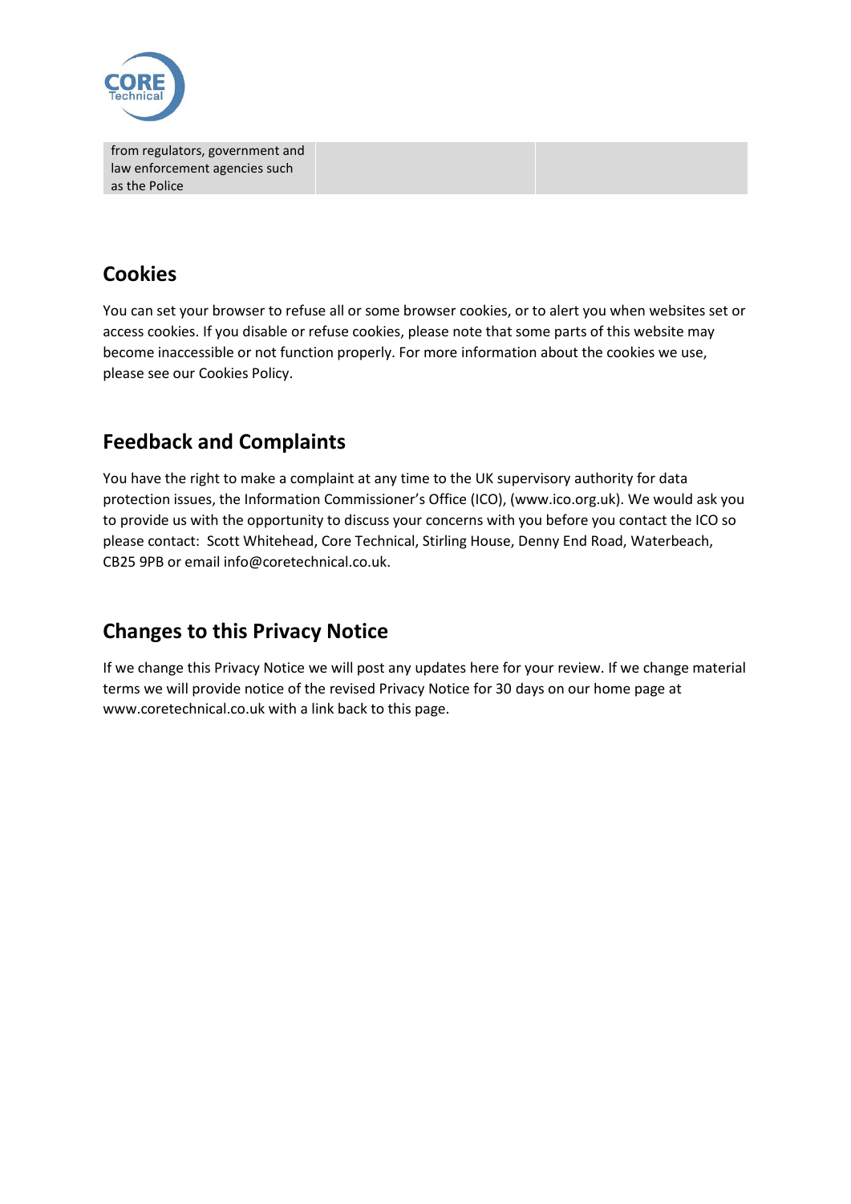| | | |
|---|---|---|
| from regulators, government and law enforcement agencies such as the Police | | |

## Cookies

You can set your browser to refuse all or some browser cookies, or to alert you when websites set or access cookies. If you disable or refuse cookies, please note that some parts of this website may become inaccessible or not function properly. For more information about the cookies we use, please see our Cookies Policy.

## Feedback and Complaints

You have the right to make a complaint at any time to the UK supervisory authority for data protection issues, the Information Commissioner's Office (ICO), (www.ico.org.uk). We would ask you to provide us with the opportunity to discuss your concerns with you before you contact the ICO so please contact: Scott Whitehead, Core Technical, Stirling House, Denny End Road, Waterbeach, CB25 9PB or email info@coretechnical.co.uk.

## Changes to this Privacy Notice

If we change this Privacy Notice we will post any updates here for your review. If we change material terms we will provide notice of the revised Privacy Notice for 30 days on our home page at www.coretechnical.co.uk with a link back to this page.